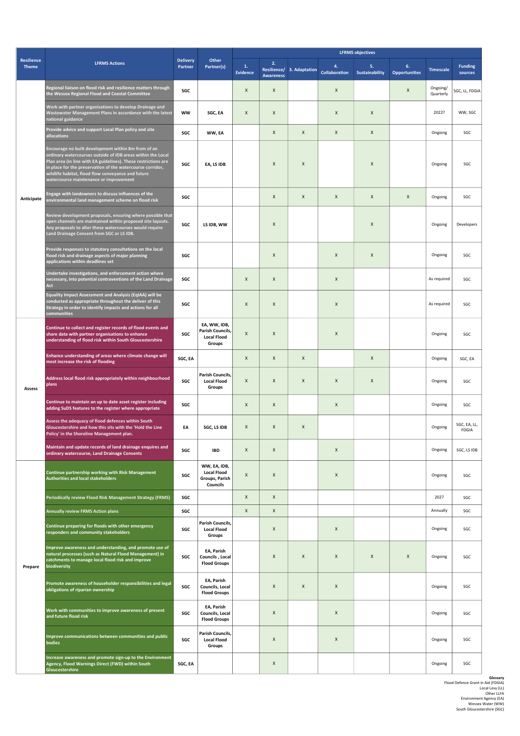| Resilience Theme | LFRMS Actions | Delivery Partner | Other Partner(s) | LFRMS objectives | | | | | | Timescale | Funding sources |
|---|---|---|---|---|---|---|---|---|---|---|---|
| | | | | 1. Evidence | 2. Resilience/ Awareness | 3. Adaptation | 4. Collaboration | 5. Sustainability | 6. Opportunities | | |
| Anticipate | Regional liaison on flood risk and resilience matters through the Wessex Regional Flood and Coastal Committee | SGC | | X | X | | X | | X | Ongoing/ Quarterly | SGC, LL, FDGIA |
| | Work with partner organisations to develop Drainage and Wastewater Management Plans in accordance with the latest national guidance | WW | SGC, EA | X | X | | X | X | | 2022? | WW, SGC |
| | Provide advice and support Local Plan policy and site allocations | SGC | WW, EA | | X | X | X | X | | Ongoing | SGC |
| | Encourage no built development within 8m from of an ordinary watercourses outside of IDB areas within the Local Plan area (in line with EA guidelines). These restrictions are in place for the preservation of the watercourse corridor, wildlife habitat, flood flow conveyance and future watercourse maintenance or improvement | SGC | EA, LS IDB | | X | X | | X | | Ongoing | SGC |
| | Engage with landowners to discuss influences of the environmental land management scheme on flood risk | SGC | | | X | X | X | X | X | Ongoing | SGC |
| | Review development proposals, ensuring where possible that open channels are maintained within proposed site layouts. Any proposals to alter these watercourses would require Land Drainage Consent from SGC or LS IDB. | SGC | LS IDB, WW | | X | | | X | | Ongoing | Developers |
| | Provide responses to statutory consultations on the local flood risk and drainage aspects of major planning applications within deadlines set | SGC | | | X | | X | X | | Ongoing | SGC |
| | Undertake investigations, and enforcement action where necessary, into potential contraventions of the Land Drainage Act | SGC | | X | X | | X | | | As required | SGC |
| | Equality Impact Assessment and Analysis (EqIAA) will be conducted as appropriate throughout the deliver of this Strategy in order to identify impacts and actions for all communities | SGC | | X | X | | X | | | As required | SGC |
| Assess | Continue to collect and register records of flood events and share data with partner organisations to enhance understanding of flood risk within South Gloucestershire | SGC | EA, WW, IDB, Parish Councils, Local Flood Groups | X | X | | X | | | Ongoing | SGC |
| | Enhance understanding of areas where climate change will most increase the risk of flooding | SGC, EA | | X | X | X | | X | | Ongoing | SGC, EA |
| | Address local flood risk appropriately within neighbourhood plans | SGC | Parish Councils, Local Flood Groups | X | X | X | X | X | | Ongoing | SGC |
| | Continue to maintain an up to date asset register including adding SuDS features to the register where appropriate | SGC | | X | X | | X | | | Ongoing | SGC |
| | Assess the adequacy of flood defences within South Gloucestershire and how this sits with the 'Hold the Line Policy' in the Shoreline Management plan. | EA | SGC, LS IDB | X | X | X | | | | Ongoing | SGC, EA, LL, FDGIA |
| | Maintain and update records of land drainage enquires and ordinary watercourse, Land Drainage Consents | SGC | IBD | X | X | | X | | | Ongoing | SGC, LS IDB |
| Prepare | Continue partnership working with Risk Management Authorities and local stakeholders | SGC | WW, EA, IDB, Local Flood Groups, Parish Councils | X | X | | X | | | Ongoing | SGC |
| | Periodically review Flood Risk Management Strategy (FRMS) | SGC | | X | X | | | | | 2027 | SGC |
| | Annually review FRMS Action plans | SGC | | X | X | | | | | Annually | SGC |
| | Continue preparing for floods with other emergency responders and community stakeholders | SGC | Parish Councils, Local Flood Groups | | X | | X | | | Ongoing | SGC |
| | Improve awareness and understanding, and promote use of natural processes (such as Natural Flood Management) in catchments to manage local flood risk and improve biodiversity | SGC | EA, Parish Councils , Local Flood Groups | | X | X | X | X | X | Ongoing | SGC |
| | Promote awareness of householder responsibilities and legal obligations of riparian ownership | SGC | EA, Parish Councils, Local Flood Groups | | X | X | X | | | Ongoing | SGC |
| | Work with communities to improve awareness of present and future flood risk | SGC | EA, Parish Councils, Local Flood Groups | | X | | X | | | Ongoing | SGC |
| | Improve communications between communities and public bodies | SGC | Parish Councils, Local Flood Groups | | X | | X | | | Ongoing | SGC |
| | Increase awareness and promote sign-up to the Environment Agency, Flood Warnings Direct (FWD) within South Gloucestershire | SGC, EA | | | X | | | | | Ongoing | SGC |

**Glossary**
Flood Defence Grant in Aid (FDGIA)
Local Levy (LL)
Other LLFA
Environment Agency (EA)
Wessex Water (WW)
South Gloucestershire (SGC)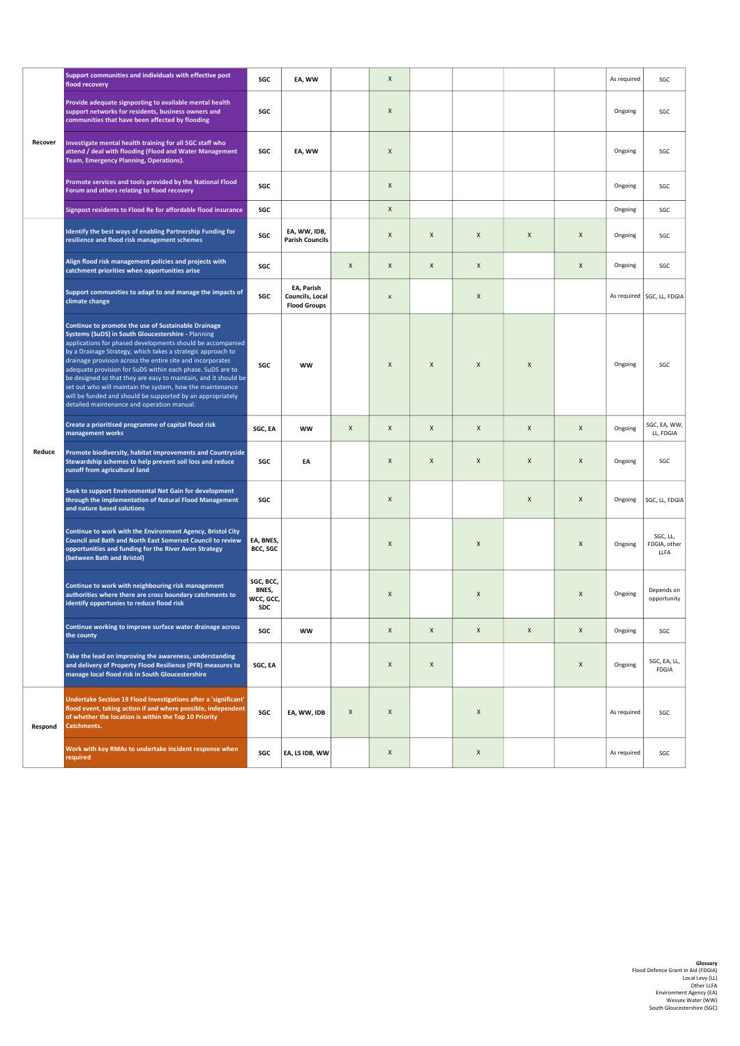| | | | | | | | | | | | |
|---|---|---|---|---|---|---|---|---|---|---|---|
| Recover | **Support communities and individuals with effective post flood recovery** | **SGC** | **EA, WW** | | X | | | | | As required | SGC |
| | **Provide adequate signposting to available mental health support networks for residents, business owners and communities that have been affected by flooding** | **SGC** | | | X | | | | | Ongoing | SGC |
| | **Investigate mental health training for all SGC staff who attend / deal with flooding (Flood and Water Management Team, Emergency Planning, Operations).** | **SGC** | **EA, WW** | | X | | | | | Ongoing | SGC |
| | **Promote services and tools provided by the National Flood Forum and others relating to flood recovery** | **SGC** | | | X | | | | | Ongoing | SGC |
| | **Signpost residents to Flood Re for affordable flood insurance** | **SGC** | | | X | | | | | Ongoing | SGC |
| Reduce | **Identify the best ways of enabling Partnership Funding for resilience and flood risk management schemes** | **SGC** | **EA, WW, IDB, Parish Councils** | | X | X | X | X | X | Ongoing | SGC |
| | **Align flood risk management policies and projects with catchment priorities when opportunities arise** | **SGC** | | X | X | X | X | | X | Ongoing | SGC |
| | **Support communities to adapt to and manage the impacts of climate change** | **SGC** | **EA, Parish Councils, Local Flood Groups** | | x | | X | | | As required | SGC, LL, FDGIA |
| | **Continue to promote the use of Sustainable Drainage Systems (SuDS) in South Gloucestershire -** Planning applications for phased developments should be accompanied by a Drainage Strategy, which takes a strategic approach to drainage provision across the entire site and incorporates adequate provision for SuDS within each phase. SuDS are to be designed so that they are easy to maintain, and it should be set out who will maintain the system, how the maintenance will be funded and should be supported by an appropriately detailed maintenance and operation manual. | **SGC** | **WW** | | X | X | X | X | | Ongoing | SGC |
| | **Create a prioritised programme of capital flood risk management works** | **SGC, EA** | **WW** | X | X | X | X | X | X | Ongoing | SGC, EA, WW, LL, FDGIA |
| | **Promote biodiversity, habitat improvements and Countryside Stewardship schemes to help prevent soil loss and reduce runoff from agricultural land** | **SGC** | **EA** | | X | X | X | X | X | Ongoing | SGC |
| | **Seek to support Environmental Net Gain for development through the implementation of Natural Flood Management and nature based solutions** | **SGC** | | | X | | | X | X | Ongoing | SGC, LL, FDGIA |
| | **Continue to work with the Environment Agency, Bristol City Council and Bath and North East Somerset Council to review opportunities and funding for the River Avon Strategy (between Bath and Bristol)** | **EA, BNES, BCC, SGC** | | | X | | X | | X | Ongoing | SGC, LL, FDGIA, other LLFA |
| | **Continue to work with neighbouring risk management authorities where there are cross boundary catchments to identify opportunities to reduce flood risk** | **SGC, BCC, BNES, WCC, GCC, SDC** | | | X | | X | | X | Ongoing | Depends on opportunity |
| | **Continue working to improve surface water drainage across the county** | **SGC** | **WW** | | X | X | X | X | X | Ongoing | SGC |
| | **Take the lead on improving the awareness, understanding and delivery of Property Flood Resilience (PFR) measures to manage local flood risk in South Gloucestershire** | **SGC, EA** | | | X | X | | | X | Ongoing | SGC, EA, LL, FDGIA |
| Respond | **Undertake Section 19 Flood Investigations after a 'significant' flood event, taking action if and where possible, independent of whether the location is within the Top 10 Priority Catchments.** | **SGC** | **EA, WW, IDB** | X | X | | X | | | As required | SGC |
| | **Work with key RMAs to undertake incident response when required** | **SGC** | **EA, LS IDB, WW** | | X | | X | | | As required | SGC |

**Glossary**

Flood Defence Grant in Aid (FDGIA)
Local Levy (LL)
Other LLFA
Environment Agency (EA)
Wessex Water (WW)
South Gloucestershire (SGC)